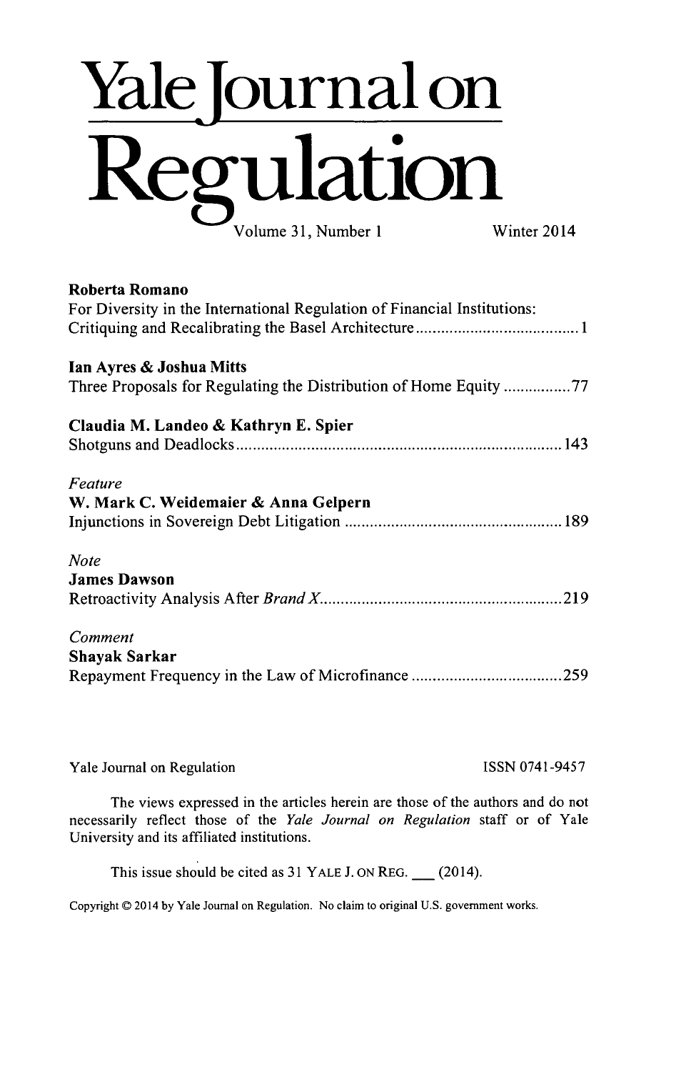# Yale Journal on Regulation

Volume 31, Number 1 Winter 2014

**Roberta Romano**
For Diversity in the International Regulation of Financial Institutions: Critiquing and Recalibrating the Basel Architecture ....................................... 1

**Ian Ayres & Joshua Mitts**
Three Proposals for Regulating the Distribution of Home Equity ................77

**Claudia M. Landeo & Kathryn E. Spier**
Shotguns and Deadlocks ............................................................................. 143

*Feature*
**W. Mark C. Weidemaier & Anna Gelpern**
Injunctions in Sovereign Debt Litigation .................................................... 189

*Note*
**James Dawson**
Retroactivity Analysis After *Brand X*......................................................... 219

*Comment*
**Shayak Sarkar**
Repayment Frequency in the Law of Microfinance .................................... 259

Yale Journal on Regulation ISSN 0741-9457

The views expressed in the articles herein are those of the authors and do not necessarily reflect those of the *Yale Journal on Regulation* staff or of Yale University and its affiliated institutions.

This issue should be cited as 31 YALE J. ON REG. ___ (2014).

Copyright © 2014 by Yale Journal on Regulation. No claim to original U.S. government works.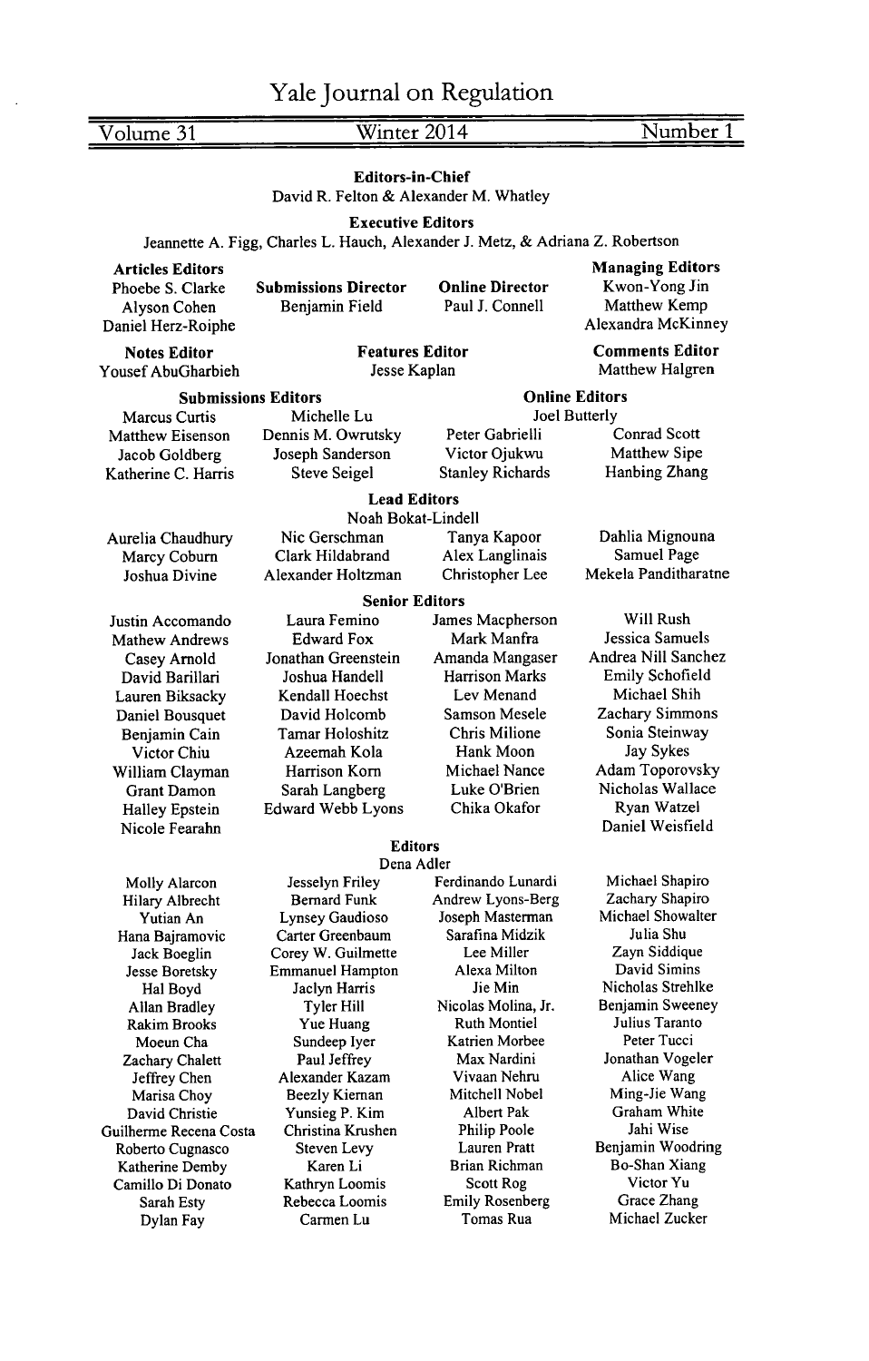# Yale Journal on Regulation

Volume 31 | Winter 2014 | Number 1

**Editors-in-Chief**
David R. Felton & Alexander M. Whatley

**Executive Editors**
Jeannette A. Figg, Charles L. Hauch, Alexander J. Metz, & Adriana Z. Robertson

**Articles Editors**
Phoebe S. Clarke
Alyson Cohen
Daniel Herz-Roiphe

**Submissions Director**
Benjamin Field

**Online Director**
Paul J. Connell

**Managing Editors**
Kwon-Yong Jin
Matthew Kemp
Alexandra McKinney

**Notes Editor**
Yousef AbuGharbieh

**Features Editor**
Jesse Kaplan

**Comments Editor**
Matthew Halgren

**Submissions Editors**
Marcus Curtis
Matthew Eisenson
Jacob Goldberg
Katherine C. Harris
Michelle Lu
Dennis M. Owrutsky
Joseph Sanderson
Steve Seigel

**Online Editors**
Joel Butterly
Peter Gabrielli
Victor Ojukwu
Stanley Richards
Conrad Scott
Matthew Sipe
Hanbing Zhang

**Lead Editors**
Noah Bokat-Lindell
Aurelia Chaudhury
Marcy Coburn
Joshua Divine
Nic Gerschman
Clark Hildabrand
Alexander Holtzman
Tanya Kapoor
Alex Langlinais
Christopher Lee
Dahlia Mignouna
Samuel Page
Mekela Panditharatne

**Senior Editors**
Justin Accomando
Mathew Andrews
Casey Arnold
David Barillari
Lauren Biksacky
Daniel Bousquet
Benjamin Cain
Victor Chiu
William Clayman
Grant Damon
Halley Epstein
Nicole Fearahn
Laura Femino
Edward Fox
Jonathan Greenstein
Joshua Handell
Kendall Hoechst
David Holcomb
Tamar Holoshitz
Azeemah Kola
Harrison Korn
Sarah Langberg
Edward Webb Lyons
James Macpherson
Mark Manfra
Amanda Mangaser
Harrison Marks
Lev Menand
Samson Mesele
Chris Milione
Hank Moon
Michael Nance
Luke O'Brien
Chika Okafor
Will Rush
Jessica Samuels
Andrea Nill Sanchez
Emily Schofield
Michael Shih
Zachary Simmons
Sonia Steinway
Jay Sykes
Adam Toporovsky
Nicholas Wallace
Ryan Watzel
Daniel Weisfield

**Editors**
Dena Adler
Molly Alarcon
Hilary Albrecht
Yutian An
Hana Bajramovic
Jack Boeglin
Jesse Boretsky
Hal Boyd
Allan Bradley
Rakim Brooks
Moeun Cha
Zachary Chalett
Jeffrey Chen
Marisa Choy
David Christie
Guilherme Recena Costa
Roberto Cugnasco
Katherine Demby
Camillo Di Donato
Sarah Esty
Dylan Fay
Jesselyn Friley
Bernard Funk
Lynsey Gaudioso
Carter Greenbaum
Corey W. Guilmette
Emmanuel Hampton
Jaclyn Harris
Tyler Hill
Yue Huang
Sundeep Iyer
Paul Jeffrey
Alexander Kazam
Beezly Kiernan
Yunsieg P. Kim
Christina Krushen
Steven Levy
Karen Li
Kathryn Loomis
Rebecca Loomis
Carmen Lu
Ferdinando Lunardi
Andrew Lyons-Berg
Joseph Masterman
Sarafina Midzik
Lee Miller
Alexa Milton
Jie Min
Nicolas Molina, Jr.
Ruth Montiel
Katrien Morbee
Max Nardini
Vivaan Nehru
Mitchell Nobel
Albert Pak
Philip Poole
Lauren Pratt
Brian Richman
Scott Rog
Emily Rosenberg
Tomas Rua
Michael Shapiro
Zachary Shapiro
Michael Showalter
Julia Shu
Zayn Siddique
David Simins
Nicholas Strehlke
Benjamin Sweeney
Julius Taranto
Peter Tucci
Jonathan Vogeler
Alice Wang
Ming-Jie Wang
Graham White
Jahi Wise
Benjamin Woodring
Bo-Shan Xiang
Victor Yu
Grace Zhang
Michael Zucker